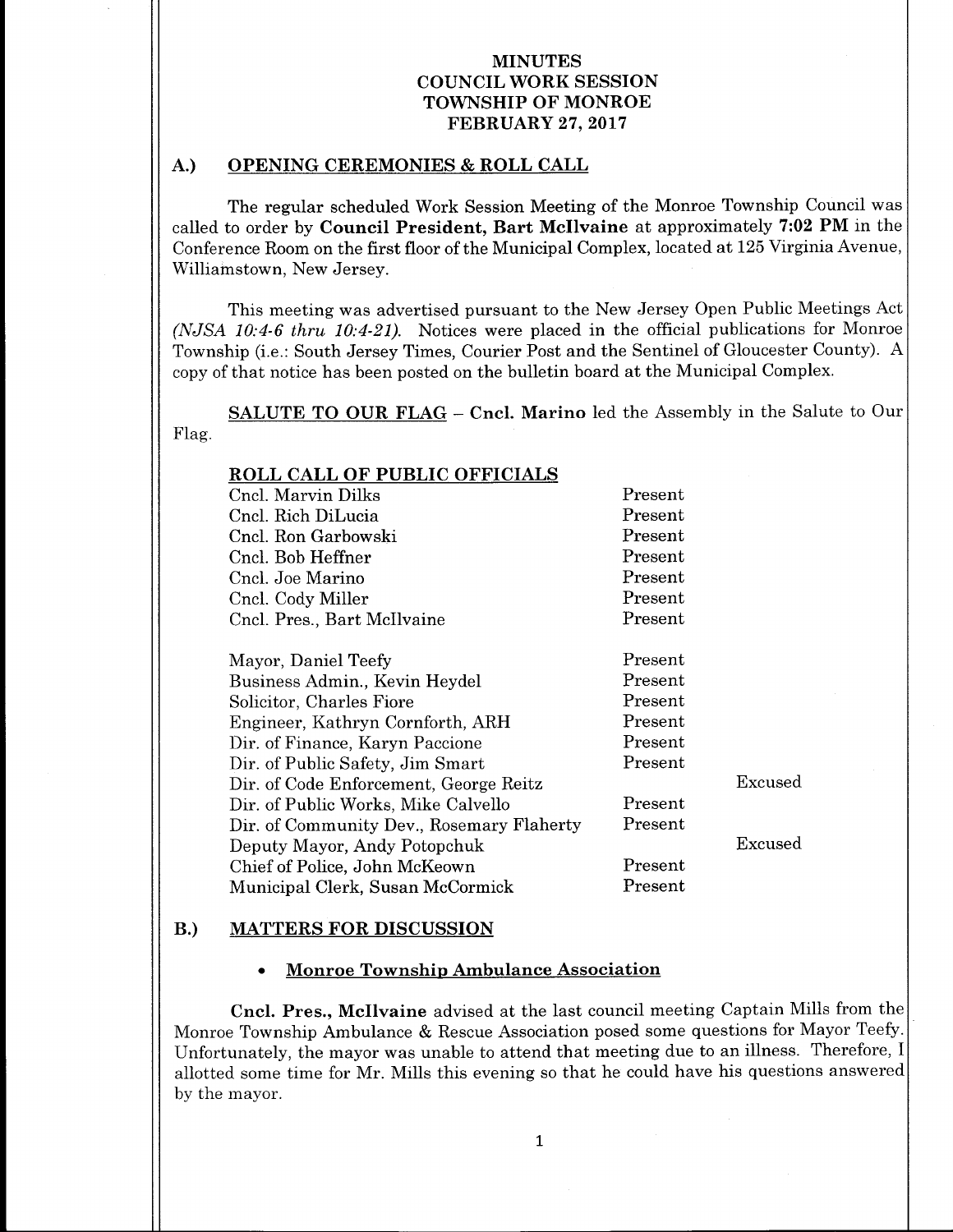# MINUTES
# COUNCIL WORK SESSION
# TOWNSHIP OF MONROE
# FEBRUARY 27, 2017

## A.) OPENING CEREMONIES & ROLL CALL

The regular scheduled Work Session Meeting of the Monroe Township Council was called to order by **Council President, Bart McIlvaine** at approximately **7:02 PM** in the Conference Room on the first floor of the Municipal Complex, located at 125 Virginia Avenue, Williamstown, New Jersey.

This meeting was advertised pursuant to the New Jersey Open Public Meetings Act *(NJSA 10:4-6 thru 10:4-21)*. Notices were placed in the official publications for Monroe Township (i.e.: South Jersey Times, Courier Post and the Sentinel of Gloucester County). A copy of that notice has been posted on the bulletin board at the Municipal Complex.

**SALUTE TO OUR FLAG** – **Cncl. Marino** led the Assembly in the Salute to Our Flag.

**ROLL CALL OF PUBLIC OFFICIALS**

| | | |
|---|---|---|
| Cncl. Marvin Dilks | Present | |
| Cncl. Rich DiLucia | Present | |
| Cncl. Ron Garbowski | Present | |
| Cncl. Bob Heffner | Present | |
| Cncl. Joe Marino | Present | |
| Cncl. Cody Miller | Present | |
| Cncl. Pres., Bart McIlvaine | Present | |
| Mayor, Daniel Teefy | Present | |
| Business Admin., Kevin Heydel | Present | |
| Solicitor, Charles Fiore | Present | |
| Engineer, Kathryn Cornforth, ARH | Present | |
| Dir. of Finance, Karyn Paccione | Present | |
| Dir. of Public Safety, Jim Smart | Present | |
| Dir. of Code Enforcement, George Reitz | | Excused |
| Dir. of Public Works, Mike Calvello | Present | |
| Dir. of Community Dev., Rosemary Flaherty | Present | |
| Deputy Mayor, Andy Potopchuk | | Excused |
| Chief of Police, John McKeown | Present | |
| Municipal Clerk, Susan McCormick | Present | |

## B.) MATTERS FOR DISCUSSION

- **Monroe Township Ambulance Association**

**Cncl. Pres., McIlvaine** advised at the last council meeting Captain Mills from the Monroe Township Ambulance & Rescue Association posed some questions for Mayor Teefy. Unfortunately, the mayor was unable to attend that meeting due to an illness. Therefore, I allotted some time for Mr. Mills this evening so that he could have his questions answered by the mayor.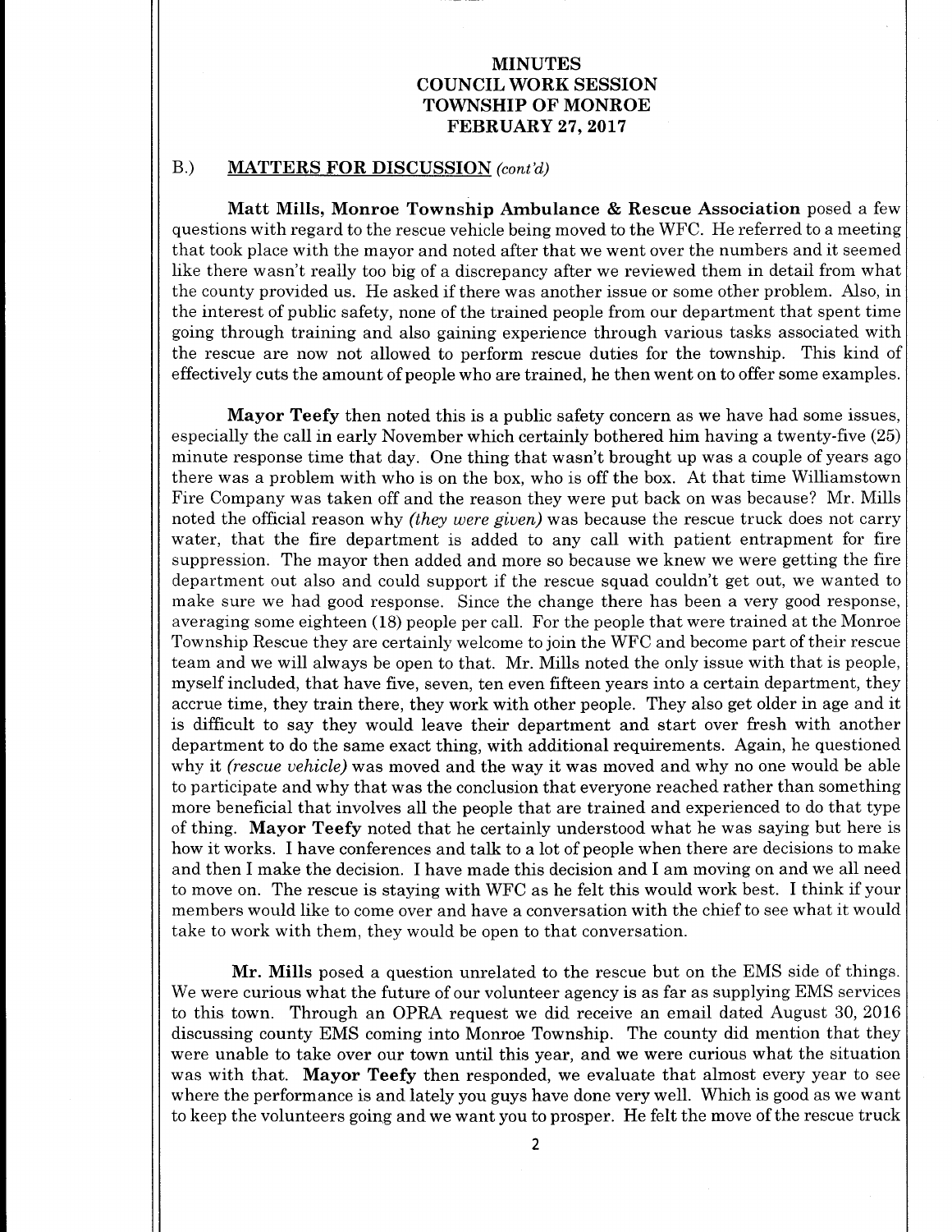# MINUTES
# COUNCIL WORK SESSION
# TOWNSHIP OF MONROE
# FEBRUARY 27, 2017

## B.) MATTERS FOR DISCUSSION *(cont'd)*

**Matt Mills, Monroe Township Ambulance & Rescue Association** posed a few questions with regard to the rescue vehicle being moved to the WFC. He referred to a meeting that took place with the mayor and noted after that we went over the numbers and it seemed like there wasn't really too big of a discrepancy after we reviewed them in detail from what the county provided us. He asked if there was another issue or some other problem. Also, in the interest of public safety, none of the trained people from our department that spent time going through training and also gaining experience through various tasks associated with the rescue are now not allowed to perform rescue duties for the township. This kind of effectively cuts the amount of people who are trained, he then went on to offer some examples.

**Mayor Teefy** then noted this is a public safety concern as we have had some issues, especially the call in early November which certainly bothered him having a twenty-five (25) minute response time that day. One thing that wasn't brought up was a couple of years ago there was a problem with who is on the box, who is off the box. At that time Williamstown Fire Company was taken off and the reason they were put back on was because? Mr. Mills noted the official reason why *(they were given)* was because the rescue truck does not carry water, that the fire department is added to any call with patient entrapment for fire suppression. The mayor then added and more so because we knew we were getting the fire department out also and could support if the rescue squad couldn't get out, we wanted to make sure we had good response. Since the change there has been a very good response, averaging some eighteen (18) people per call. For the people that were trained at the Monroe Township Rescue they are certainly welcome to join the WFC and become part of their rescue team and we will always be open to that. Mr. Mills noted the only issue with that is people, myself included, that have five, seven, ten even fifteen years into a certain department, they accrue time, they train there, they work with other people. They also get older in age and it is difficult to say they would leave their department and start over fresh with another department to do the same exact thing, with additional requirements. Again, he questioned why it *(rescue vehicle)* was moved and the way it was moved and why no one would be able to participate and why that was the conclusion that everyone reached rather than something more beneficial that involves all the people that are trained and experienced to do that type of thing. **Mayor Teefy** noted that he certainly understood what he was saying but here is how it works. I have conferences and talk to a lot of people when there are decisions to make and then I make the decision. I have made this decision and I am moving on and we all need to move on. The rescue is staying with WFC as he felt this would work best. I think if your members would like to come over and have a conversation with the chief to see what it would take to work with them, they would be open to that conversation.

**Mr. Mills** posed a question unrelated to the rescue but on the EMS side of things. We were curious what the future of our volunteer agency is as far as supplying EMS services to this town. Through an OPRA request we did receive an email dated August 30, 2016 discussing county EMS coming into Monroe Township. The county did mention that they were unable to take over our town until this year, and we were curious what the situation was with that. **Mayor Teefy** then responded, we evaluate that almost every year to see where the performance is and lately you guys have done very well. Which is good as we want to keep the volunteers going and we want you to prosper. He felt the move of the rescue truck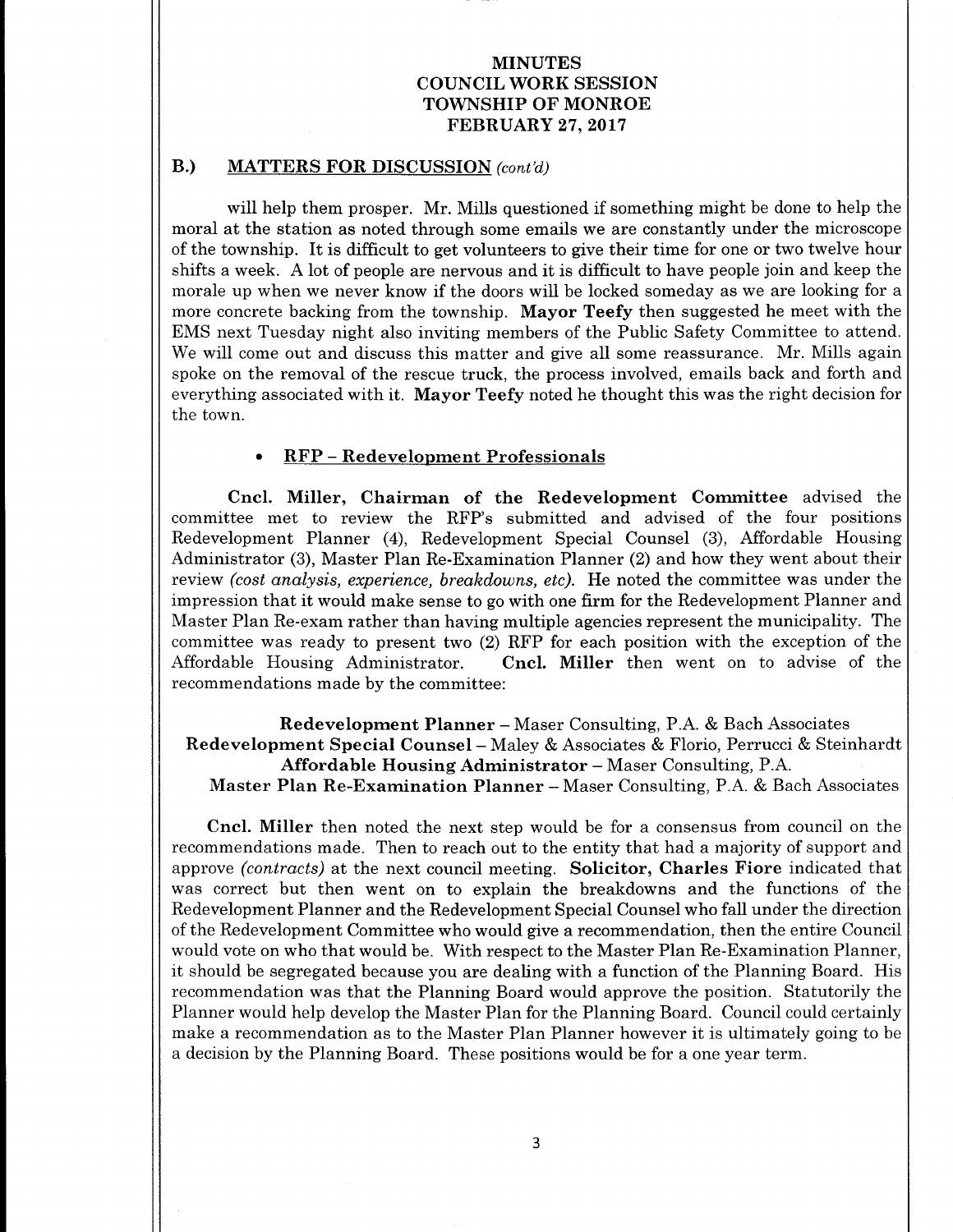**MINUTES**
**COUNCIL WORK SESSION**
**TOWNSHIP OF MONROE**
**FEBRUARY 27, 2017**

## B.) MATTERS FOR DISCUSSION *(cont'd)*

will help them prosper. Mr. Mills questioned if something might be done to help the moral at the station as noted through some emails we are constantly under the microscope of the township. It is difficult to get volunteers to give their time for one or two twelve hour shifts a week. A lot of people are nervous and it is difficult to have people join and keep the morale up when we never know if the doors will be locked someday as we are looking for a more concrete backing from the township. **Mayor Teefy** then suggested he meet with the EMS next Tuesday night also inviting members of the Public Safety Committee to attend. We will come out and discuss this matter and give all some reassurance. Mr. Mills again spoke on the removal of the rescue truck, the process involved, emails back and forth and everything associated with it. **Mayor Teefy** noted he thought this was the right decision for the town.

- **RFP – Redevelopment Professionals**

**Cncl. Miller, Chairman of the Redevelopment Committee** advised the committee met to review the RFP's submitted and advised of the four positions Redevelopment Planner (4), Redevelopment Special Counsel (3), Affordable Housing Administrator (3), Master Plan Re-Examination Planner (2) and how they went about their review *(cost analysis, experience, breakdowns, etc).* He noted the committee was under the impression that it would make sense to go with one firm for the Redevelopment Planner and Master Plan Re-exam rather than having multiple agencies represent the municipality. The committee was ready to present two (2) RFP for each position with the exception of the Affordable Housing Administrator. **Cncl. Miller** then went on to advise of the recommendations made by the committee:

**Redevelopment Planner** – Maser Consulting, P.A. & Bach Associates
**Redevelopment Special Counsel** – Maley & Associates & Florio, Perrucci & Steinhardt
**Affordable Housing Administrator** – Maser Consulting, P.A.
**Master Plan Re-Examination Planner** – Maser Consulting, P.A. & Bach Associates

**Cncl. Miller** then noted the next step would be for a consensus from council on the recommendations made. Then to reach out to the entity that had a majority of support and approve *(contracts)* at the next council meeting. **Solicitor, Charles Fiore** indicated that was correct but then went on to explain the breakdowns and the functions of the Redevelopment Planner and the Redevelopment Special Counsel who fall under the direction of the Redevelopment Committee who would give a recommendation, then the entire Council would vote on who that would be. With respect to the Master Plan Re-Examination Planner, it should be segregated because you are dealing with a function of the Planning Board. His recommendation was that the Planning Board would approve the position. Statutorily the Planner would help develop the Master Plan for the Planning Board. Council could certainly make a recommendation as to the Master Plan Planner however it is ultimately going to be a decision by the Planning Board. These positions would be for a one year term.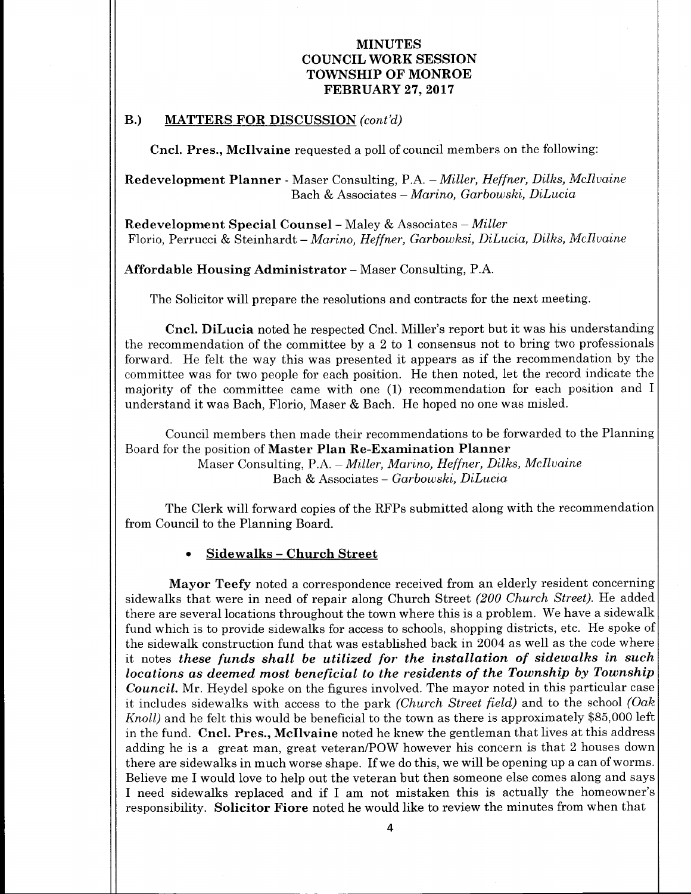# MINUTES
# COUNCIL WORK SESSION
# TOWNSHIP OF MONROE
# FEBRUARY 27, 2017

## B.) MATTERS FOR DISCUSSION *(cont'd)*

**Cncl. Pres., McIlvaine** requested a poll of council members on the following:

**Redevelopment Planner** - Maser Consulting, P.A. – *Miller, Heffner, Dilks, McIlvaine*
Bach & Associates – *Marino, Garbowski, DiLucia*

**Redevelopment Special Counsel** – Maley & Associates – *Miller*
Florio, Perrucci & Steinhardt – *Marino, Heffner, Garbowksi, DiLucia, Dilks, McIlvaine*

**Affordable Housing Administrator** – Maser Consulting, P.A.

The Solicitor will prepare the resolutions and contracts for the next meeting.

**Cncl. DiLucia** noted he respected Cncl. Miller's report but it was his understanding the recommendation of the committee by a 2 to 1 consensus not to bring two professionals forward. He felt the way this was presented it appears as if the recommendation by the committee was for two people for each position. He then noted, let the record indicate the majority of the committee came with one (1) recommendation for each position and I understand it was Bach, Florio, Maser & Bach. He hoped no one was misled.

Council members then made their recommendations to be forwarded to the Planning Board for the position of **Master Plan Re-Examination Planner**
Maser Consulting, P.A. – *Miller, Marino, Heffner, Dilks, McIlvaine*
Bach & Associates – *Garbowski, DiLucia*

The Clerk will forward copies of the RFPs submitted along with the recommendation from Council to the Planning Board.

- **Sidewalks – Church Street**

**Mayor Teefy** noted a correspondence received from an elderly resident concerning sidewalks that were in need of repair along Church Street *(200 Church Street)*. He added there are several locations throughout the town where this is a problem. We have a sidewalk fund which is to provide sidewalks for access to schools, shopping districts, etc. He spoke of the sidewalk construction fund that was established back in 2004 as well as the code where it notes ***these funds shall be utilized for the installation of sidewalks in such locations as deemed most beneficial to the residents of the Township by Township Council.*** Mr. Heydel spoke on the figures involved. The mayor noted in this particular case it includes sidewalks with access to the park *(Church Street field)* and to the school *(Oak Knoll)* and he felt this would be beneficial to the town as there is approximately $85,000 left in the fund. **Cncl. Pres., McIlvaine** noted he knew the gentleman that lives at this address adding he is a great man, great veteran/POW however his concern is that 2 houses down there are sidewalks in much worse shape. If we do this, we will be opening up a can of worms. Believe me I would love to help out the veteran but then someone else comes along and says I need sidewalks replaced and if I am not mistaken this is actually the homeowner's responsibility. **Solicitor Fiore** noted he would like to review the minutes from when that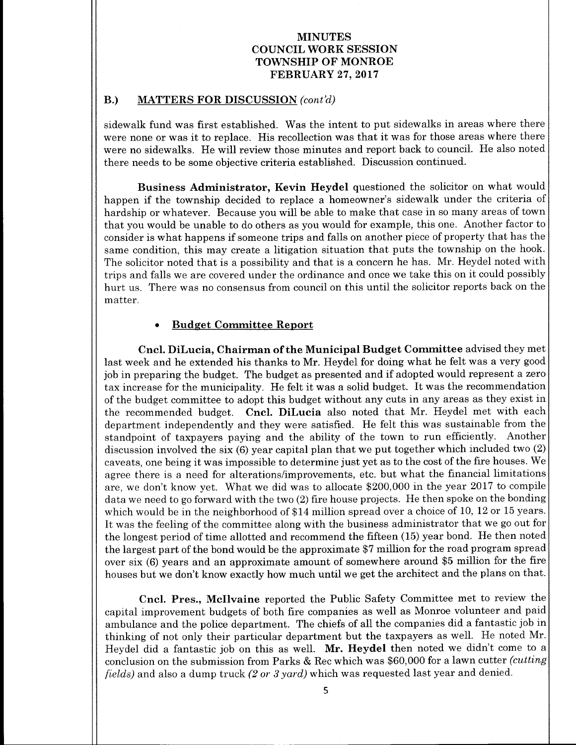## B.) MATTERS FOR DISCUSSION *(cont'd)*

sidewalk fund was first established. Was the intent to put sidewalks in areas where there were none or was it to replace. His recollection was that it was for those areas where there were no sidewalks. He will review those minutes and report back to council. He also noted there needs to be some objective criteria established. Discussion continued.

**Business Administrator, Kevin Heydel** questioned the solicitor on what would happen if the township decided to replace a homeowner's sidewalk under the criteria of hardship or whatever. Because you will be able to make that case in so many areas of town that you would be unable to do others as you would for example, this one. Another factor to consider is what happens if someone trips and falls on another piece of property that has the same condition, this may create a litigation situation that puts the township on the hook. The solicitor noted that is a possibility and that is a concern he has. Mr. Heydel noted with trips and falls we are covered under the ordinance and once we take this on it could possibly hurt us. There was no consensus from council on this until the solicitor reports back on the matter.

- **Budget Committee Report**

**Cncl. DiLucia, Chairman of the Municipal Budget Committee** advised they met last week and he extended his thanks to Mr. Heydel for doing what he felt was a very good job in preparing the budget. The budget as presented and if adopted would represent a zero tax increase for the municipality. He felt it was a solid budget. It was the recommendation of the budget committee to adopt this budget without any cuts in any areas as they exist in the recommended budget. **Cncl. DiLucia** also noted that Mr. Heydel met with each department independently and they were satisfied. He felt this was sustainable from the standpoint of taxpayers paying and the ability of the town to run efficiently. Another discussion involved the six (6) year capital plan that we put together which included two (2) caveats, one being it was impossible to determine just yet as to the cost of the fire houses. We agree there is a need for alterations/improvements, etc. but what the financial limitations are, we don't know yet. What we did was to allocate $200,000 in the year 2017 to compile data we need to go forward with the two (2) fire house projects. He then spoke on the bonding which would be in the neighborhood of $14 million spread over a choice of 10, 12 or 15 years. It was the feeling of the committee along with the business administrator that we go out for the longest period of time allotted and recommend the fifteen (15) year bond. He then noted the largest part of the bond would be the approximate $7 million for the road program spread over six (6) years and an approximate amount of somewhere around $5 million for the fire houses but we don't know exactly how much until we get the architect and the plans on that.

**Cncl. Pres., McIlvaine** reported the Public Safety Committee met to review the capital improvement budgets of both fire companies as well as Monroe volunteer and paid ambulance and the police department. The chiefs of all the companies did a fantastic job in thinking of not only their particular department but the taxpayers as well. He noted Mr. Heydel did a fantastic job on this as well. **Mr. Heydel** then noted we didn't come to a conclusion on the submission from Parks & Rec which was $60,000 for a lawn cutter *(cutting fields)* and also a dump truck *(2 or 3 yard)* which was requested last year and denied.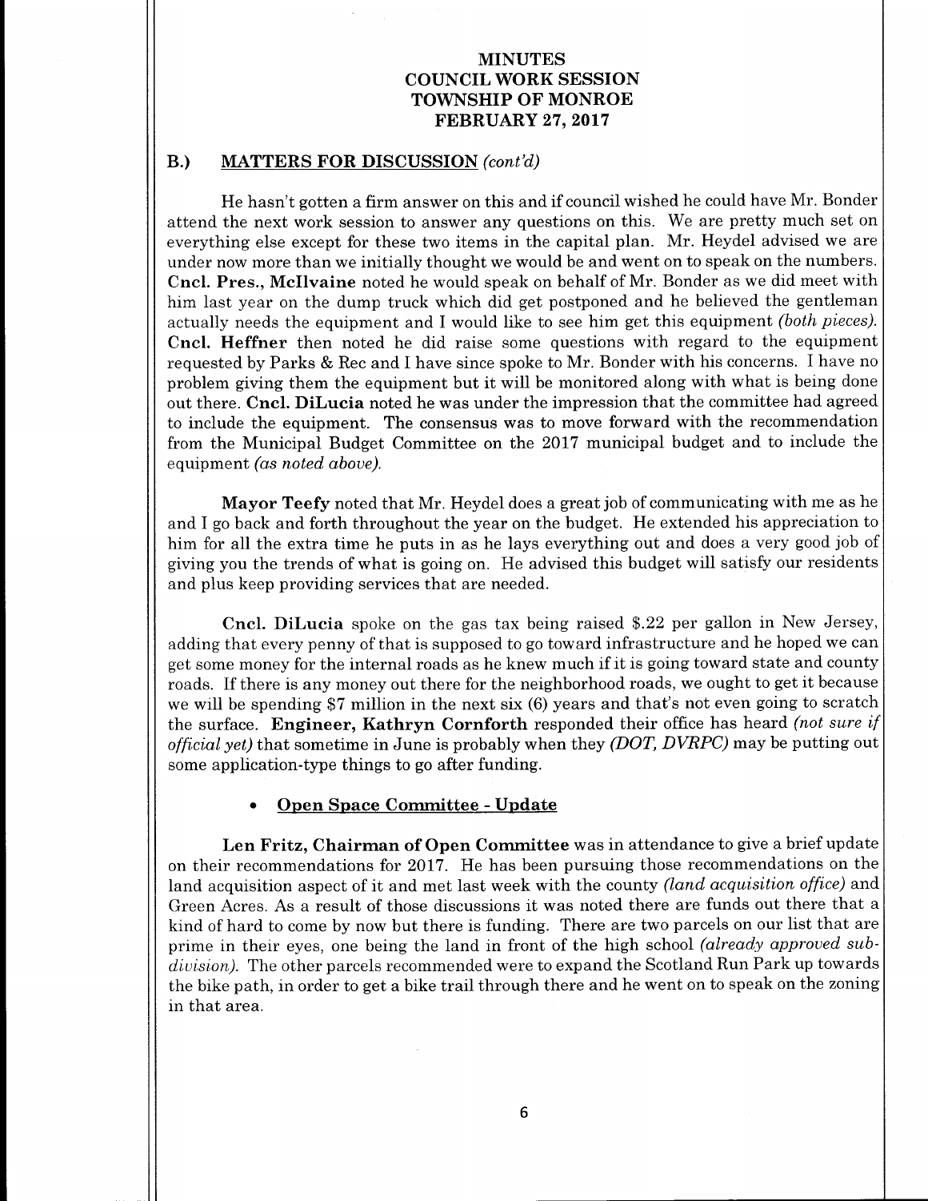**MINUTES**
**COUNCIL WORK SESSION**
**TOWNSHIP OF MONROE**
**FEBRUARY 27, 2017**

## B.) MATTERS FOR DISCUSSION *(cont'd)*

He hasn't gotten a firm answer on this and if council wished he could have Mr. Bonder attend the next work session to answer any questions on this. We are pretty much set on everything else except for these two items in the capital plan. Mr. Heydel advised we are under now more than we initially thought we would be and went on to speak on the numbers. **Cncl. Pres., McIlvaine** noted he would speak on behalf of Mr. Bonder as we did meet with him last year on the dump truck which did get postponed and he believed the gentleman actually needs the equipment and I would like to see him get this equipment *(both pieces).* **Cncl. Heffner** then noted he did raise some questions with regard to the equipment requested by Parks & Rec and I have since spoke to Mr. Bonder with his concerns. I have no problem giving them the equipment but it will be monitored along with what is being done out there. **Cncl. DiLucia** noted he was under the impression that the committee had agreed to include the equipment. The consensus was to move forward with the recommendation from the Municipal Budget Committee on the 2017 municipal budget and to include the equipment *(as noted above).*

**Mayor Teefy** noted that Mr. Heydel does a great job of communicating with me as he and I go back and forth throughout the year on the budget. He extended his appreciation to him for all the extra time he puts in as he lays everything out and does a very good job of giving you the trends of what is going on. He advised this budget will satisfy our residents and plus keep providing services that are needed.

**Cncl. DiLucia** spoke on the gas tax being raised $.22 per gallon in New Jersey, adding that every penny of that is supposed to go toward infrastructure and he hoped we can get some money for the internal roads as he knew much if it is going toward state and county roads. If there is any money out there for the neighborhood roads, we ought to get it because we will be spending $7 million in the next six (6) years and that's not even going to scratch the surface. **Engineer, Kathryn Cornforth** responded their office has heard *(not sure if official yet)* that sometime in June is probably when they *(DOT, DVRPC)* may be putting out some application-type things to go after funding.

- **Open Space Committee - Update**

**Len Fritz, Chairman of Open Committee** was in attendance to give a brief update on their recommendations for 2017. He has been pursuing those recommendations on the land acquisition aspect of it and met last week with the county *(land acquisition office)* and Green Acres. As a result of those discussions it was noted there are funds out there that a kind of hard to come by now but there is funding. There are two parcels on our list that are prime in their eyes, one being the land in front of the high school *(already approved sub-division).* The other parcels recommended were to expand the Scotland Run Park up towards the bike path, in order to get a bike trail through there and he went on to speak on the zoning in that area.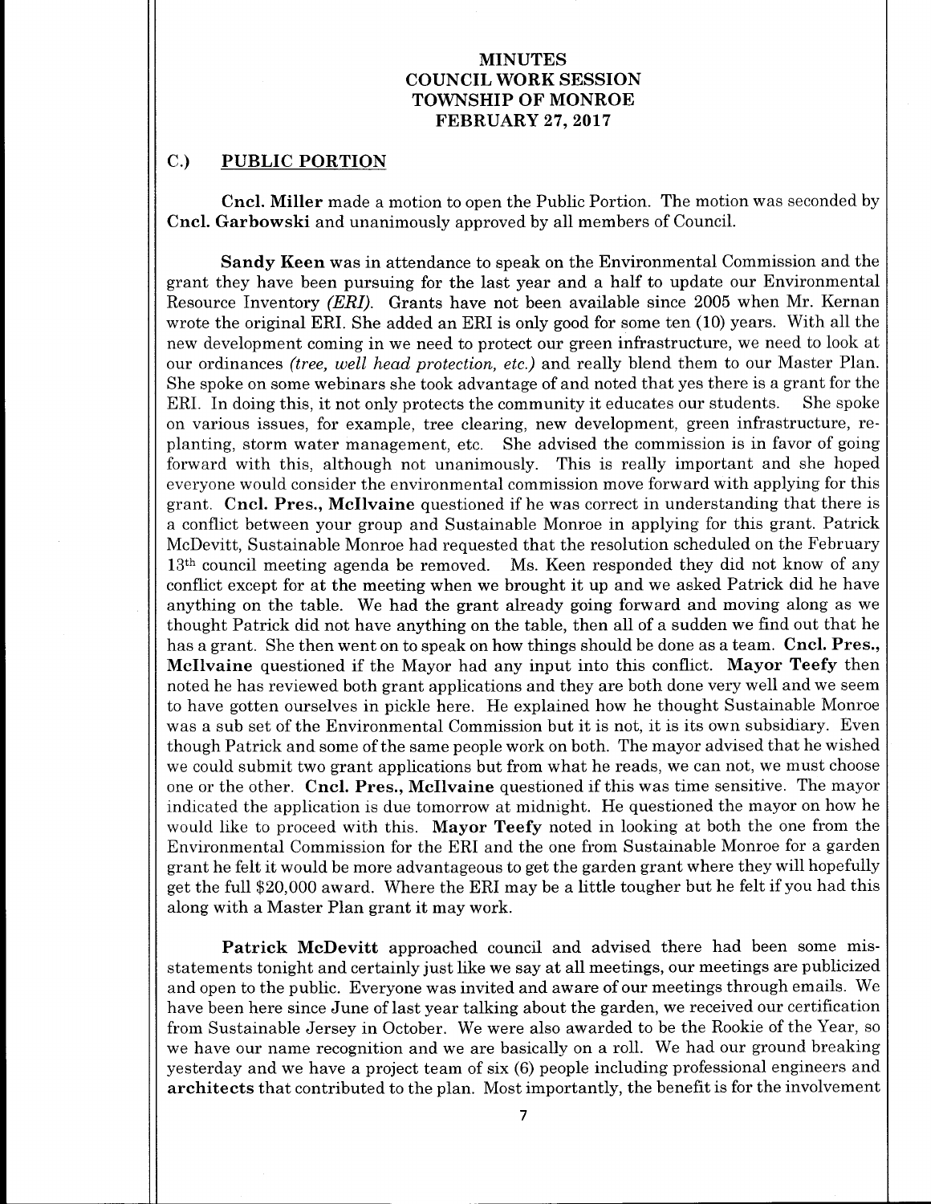# MINUTES
# COUNCIL WORK SESSION
# TOWNSHIP OF MONROE
# FEBRUARY 27, 2017

## C.) PUBLIC PORTION

**Cncl. Miller** made a motion to open the Public Portion. The motion was seconded by **Cncl. Garbowski** and unanimously approved by all members of Council.

**Sandy Keen** was in attendance to speak on the Environmental Commission and the grant they have been pursuing for the last year and a half to update our Environmental Resource Inventory *(ERI)*. Grants have not been available since 2005 when Mr. Kernan wrote the original ERI. She added an ERI is only good for some ten (10) years. With all the new development coming in we need to protect our green infrastructure, we need to look at our ordinances *(tree, well head protection, etc.)* and really blend them to our Master Plan. She spoke on some webinars she took advantage of and noted that yes there is a grant for the ERI. In doing this, it not only protects the community it educates our students. She spoke on various issues, for example, tree clearing, new development, green infrastructure, re-planting, storm water management, etc. She advised the commission is in favor of going forward with this, although not unanimously. This is really important and she hoped everyone would consider the environmental commission move forward with applying for this grant. **Cncl. Pres., McIlvaine** questioned if he was correct in understanding that there is a conflict between your group and Sustainable Monroe in applying for this grant. Patrick McDevitt, Sustainable Monroe had requested that the resolution scheduled on the February 13th council meeting agenda be removed. Ms. Keen responded they did not know of any conflict except for at the meeting when we brought it up and we asked Patrick did he have anything on the table. We had the grant already going forward and moving along as we thought Patrick did not have anything on the table, then all of a sudden we find out that he has a grant. She then went on to speak on how things should be done as a team. **Cncl. Pres., McIlvaine** questioned if the Mayor had any input into this conflict. **Mayor Teefy** then noted he has reviewed both grant applications and they are both done very well and we seem to have gotten ourselves in pickle here. He explained how he thought Sustainable Monroe was a sub set of the Environmental Commission but it is not, it is its own subsidiary. Even though Patrick and some of the same people work on both. The mayor advised that he wished we could submit two grant applications but from what he reads, we can not, we must choose one or the other. **Cncl. Pres., McIlvaine** questioned if this was time sensitive. The mayor indicated the application is due tomorrow at midnight. He questioned the mayor on how he would like to proceed with this. **Mayor Teefy** noted in looking at both the one from the Environmental Commission for the ERI and the one from Sustainable Monroe for a garden grant he felt it would be more advantageous to get the garden grant where they will hopefully get the full $20,000 award. Where the ERI may be a little tougher but he felt if you had this along with a Master Plan grant it may work.

**Patrick McDevitt** approached council and advised there had been some mis-statements tonight and certainly just like we say at all meetings, our meetings are publicized and open to the public. Everyone was invited and aware of our meetings through emails. We have been here since June of last year talking about the garden, we received our certification from Sustainable Jersey in October. We were also awarded to be the Rookie of the Year, so we have our name recognition and we are basically on a roll. We had our ground breaking yesterday and we have a project team of six (6) people including professional engineers and **architects** that contributed to the plan. Most importantly, the benefit is for the involvement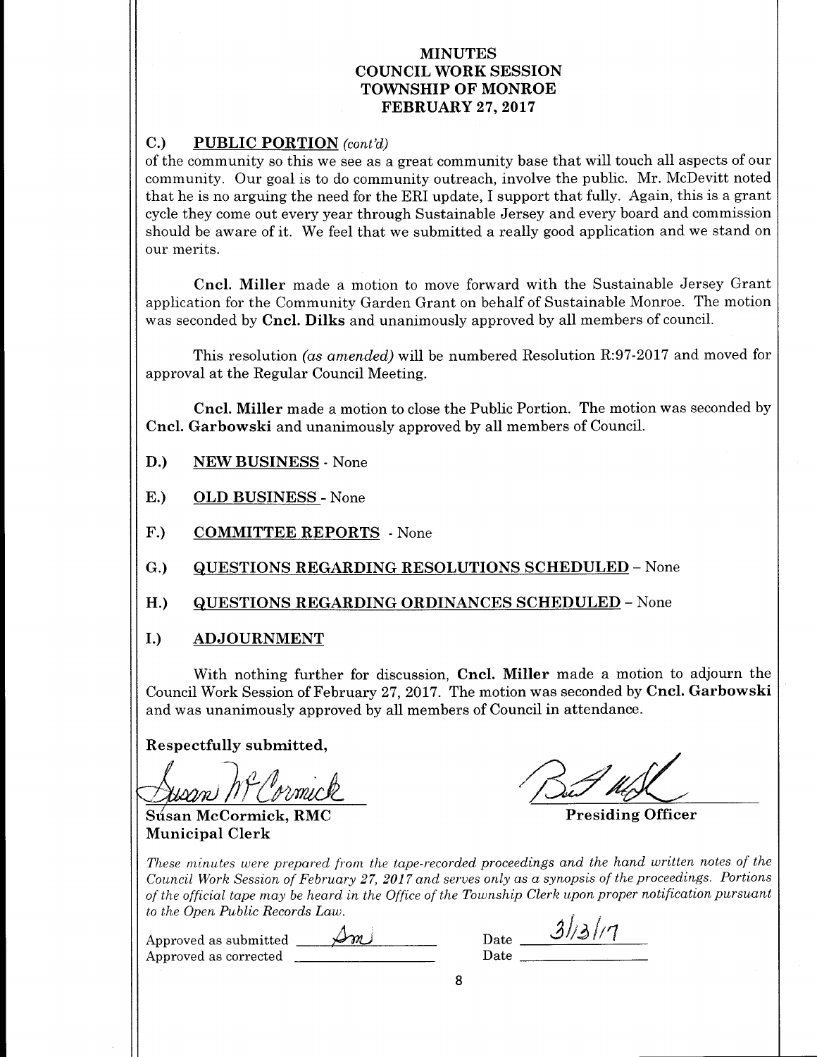**MINUTES**
**COUNCIL WORK SESSION**
**TOWNSHIP OF MONROE**
**FEBRUARY 27, 2017**

**C.) PUBLIC PORTION** *(cont'd)*

of the community so this we see as a great community base that will touch all aspects of our community. Our goal is to do community outreach, involve the public. Mr. McDevitt noted that he is no arguing the need for the ERI update, I support that fully. Again, this is a grant cycle they come out every year through Sustainable Jersey and every board and commission should be aware of it. We feel that we submitted a really good application and we stand on our merits.

**Cncl. Miller** made a motion to move forward with the Sustainable Jersey Grant application for the Community Garden Grant on behalf of Sustainable Monroe. The motion was seconded by **Cncl. Dilks** and unanimously approved by all members of council.

This resolution *(as amended)* will be numbered Resolution R:97-2017 and moved for approval at the Regular Council Meeting.

**Cncl. Miller** made a motion to close the Public Portion. The motion was seconded by **Cncl. Garbowski** and unanimously approved by all members of Council.

**D.) NEW BUSINESS** - None

**E.) OLD BUSINESS** - None

**F.) COMMITTEE REPORTS** - None

**G.) QUESTIONS REGARDING RESOLUTIONS SCHEDULED** – None

**H.) QUESTIONS REGARDING ORDINANCES SCHEDULED** – None

**I.) ADJOURNMENT**

With nothing further for discussion, **Cncl. Miller** made a motion to adjourn the Council Work Session of February 27, 2017. The motion was seconded by **Cncl. Garbowski** and was unanimously approved by all members of Council in attendance.

**Respectfully submitted,**

Susan McCormick

**Susan McCormick, RMC**
**Municipal Clerk**

**Presiding Officer**

*These minutes were prepared from the tape-recorded proceedings and the hand written notes of the Council Work Session of February 27, 2017 and serves only as a synopsis of the proceedings. Portions of the official tape may be heard in the Office of the Township Clerk upon proper notification pursuant to the Open Public Records Law.*

Approved as submitted Sm Date 3/13/17
Approved as corrected \_\_\_\_\_\_\_\_ Date \_\_\_\_\_\_\_\_